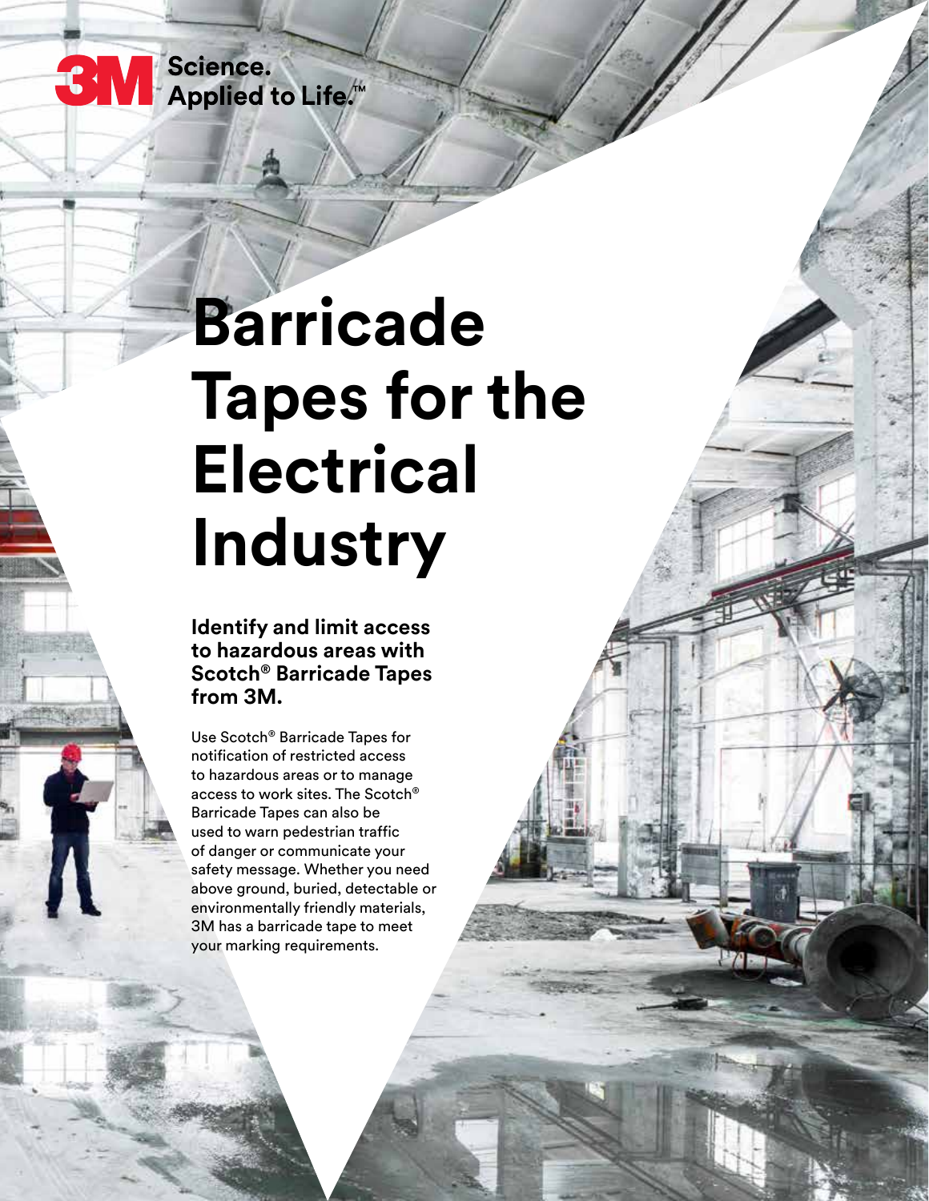3M Science. Applied to Life.™

# Barricade Tapes for the Electrical Industry

**Identify and limit access to hazardous areas with Scotch® Barricade Tapes from 3M.**

Use Scotch® Barricade Tapes for notification of restricted access to hazardous areas or to manage access to work sites. The Scotch® Barricade Tapes can also be used to warn pedestrian traffic of danger or communicate your safety message. Whether you need above ground, buried, detectable or environmentally friendly materials, 3M has a barricade tape to meet your marking requirements.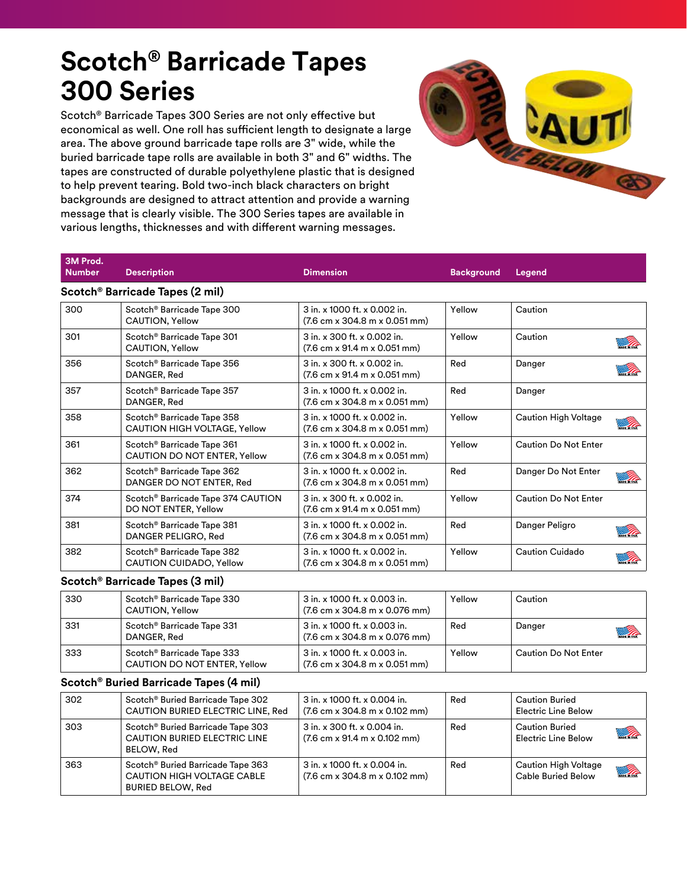# Scotch® Barricade Tapes 300 Series

Scotch® Barricade Tapes 300 Series are not only effective but economical as well. One roll has sufficient length to designate a large area. The above ground barricade tape rolls are 3" wide, while the buried barricade tape rolls are available in both 3" and 6" widths. The tapes are constructed of durable polyethylene plastic that is designed to help prevent tearing. Bold two-inch black characters on bright backgrounds are designed to attract attention and provide a warning message that is clearly visible. The 300 Series tapes are available in various lengths, thicknesses and with different warning messages.

| 3M Prod. Number | Description | Dimension | Background | Legend |
|---|---|---|---|---|
| **Scotch® Barricade Tapes (2 mil)** | | | | |
| 300 | Scotch® Barricade Tape 300 CAUTION, Yellow | 3 in. x 1000 ft. x 0.002 in. (7.6 cm x 304.8 m x 0.051 mm) | Yellow | Caution |
| 301 | Scotch® Barricade Tape 301 CAUTION, Yellow | 3 in. x 300 ft. x 0.002 in. (7.6 cm x 91.4 m x 0.051 mm) | Yellow | Caution |
| 356 | Scotch® Barricade Tape 356 DANGER, Red | 3 in. x 300 ft. x 0.002 in. (7.6 cm x 91.4 m x 0.051 mm) | Red | Danger |
| 357 | Scotch® Barricade Tape 357 DANGER, Red | 3 in. x 1000 ft. x 0.002 in. (7.6 cm x 304.8 m x 0.051 mm) | Red | Danger |
| 358 | Scotch® Barricade Tape 358 CAUTION HIGH VOLTAGE, Yellow | 3 in. x 1000 ft. x 0.002 in. (7.6 cm x 304.8 m x 0.051 mm) | Yellow | Caution High Voltage |
| 361 | Scotch® Barricade Tape 361 CAUTION DO NOT ENTER, Yellow | 3 in. x 1000 ft. x 0.002 in. (7.6 cm x 304.8 m x 0.051 mm) | Yellow | Caution Do Not Enter |
| 362 | Scotch® Barricade Tape 362 DANGER DO NOT ENTER, Red | 3 in. x 1000 ft. x 0.002 in. (7.6 cm x 304.8 m x 0.051 mm) | Red | Danger Do Not Enter |
| 374 | Scotch® Barricade Tape 374 CAUTION DO NOT ENTER, Yellow | 3 in. x 300 ft. x 0.002 in. (7.6 cm x 91.4 m x 0.051 mm) | Yellow | Caution Do Not Enter |
| 381 | Scotch® Barricade Tape 381 DANGER PELIGRO, Red | 3 in. x 1000 ft. x 0.002 in. (7.6 cm x 304.8 m x 0.051 mm) | Red | Danger Peligro |
| 382 | Scotch® Barricade Tape 382 CAUTION CUIDADO, Yellow | 3 in. x 1000 ft. x 0.002 in. (7.6 cm x 304.8 m x 0.051 mm) | Yellow | Caution Cuidado |
| **Scotch® Barricade Tapes (3 mil)** | | | | |
| 330 | Scotch® Barricade Tape 330 CAUTION, Yellow | 3 in. x 1000 ft. x 0.003 in. (7.6 cm x 304.8 m x 0.076 mm) | Yellow | Caution |
| 331 | Scotch® Barricade Tape 331 DANGER, Red | 3 in. x 1000 ft. x 0.003 in. (7.6 cm x 304.8 m x 0.076 mm) | Red | Danger |
| 333 | Scotch® Barricade Tape 333 CAUTION DO NOT ENTER, Yellow | 3 in. x 1000 ft. x 0.003 in. (7.6 cm x 304.8 m x 0.051 mm) | Yellow | Caution Do Not Enter |
| **Scotch® Buried Barricade Tapes (4 mil)** | | | | |
| 302 | Scotch® Buried Barricade Tape 302 CAUTION BURIED ELECTRIC LINE, Red | 3 in. x 1000 ft. x 0.004 in. (7.6 cm x 304.8 m x 0.102 mm) | Red | Caution Buried Electric Line Below |
| 303 | Scotch® Buried Barricade Tape 303 CAUTION BURIED ELECTRIC LINE BELOW, Red | 3 in. x 300 ft. x 0.004 in. (7.6 cm x 91.4 m x 0.102 mm) | Red | Caution Buried Electric Line Below |
| 363 | Scotch® Buried Barricade Tape 363 CAUTION HIGH VOLTAGE CABLE BURIED BELOW, Red | 3 in. x 1000 ft. x 0.004 in. (7.6 cm x 304.8 m x 0.102 mm) | Red | Caution High Voltage Cable Buried Below |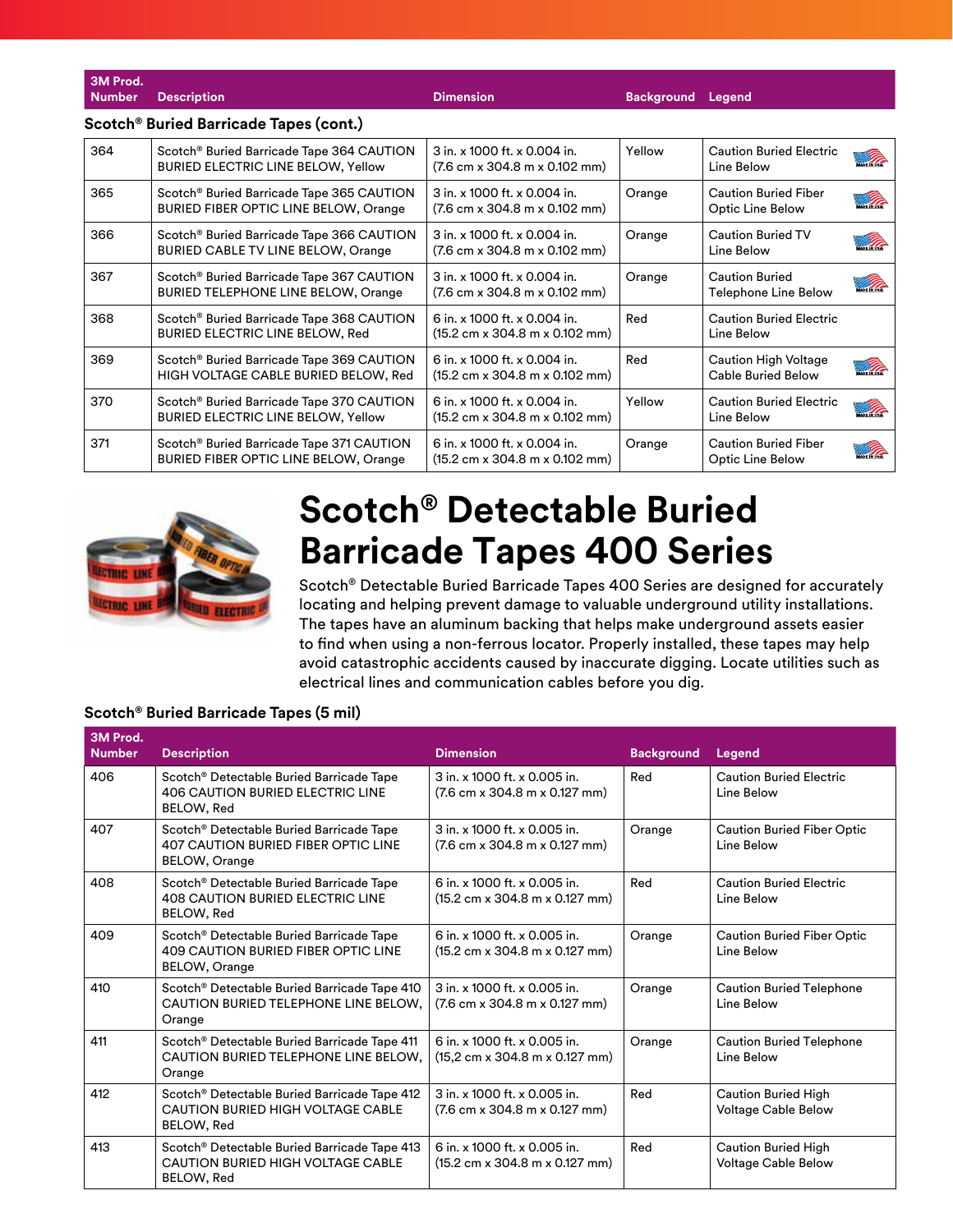**Scotch® Buried Barricade Tapes (cont.)**

| 3M Prod. Number | Description | Dimension | Background | Legend |
|---|---|---|---|---|
| 364 | Scotch® Buried Barricade Tape 364 CAUTION BURIED ELECTRIC LINE BELOW, Yellow | 3 in. x 1000 ft. x 0.004 in. (7.6 cm x 304.8 m x 0.102 mm) | Yellow | Caution Buried Electric Line Below |
| 365 | Scotch® Buried Barricade Tape 365 CAUTION BURIED FIBER OPTIC LINE BELOW, Orange | 3 in. x 1000 ft. x 0.004 in. (7.6 cm x 304.8 m x 0.102 mm) | Orange | Caution Buried Fiber Optic Line Below |
| 366 | Scotch® Buried Barricade Tape 366 CAUTION BURIED CABLE TV LINE BELOW, Orange | 3 in. x 1000 ft. x 0.004 in. (7.6 cm x 304.8 m x 0.102 mm) | Orange | Caution Buried TV Line Below |
| 367 | Scotch® Buried Barricade Tape 367 CAUTION BURIED TELEPHONE LINE BELOW, Orange | 3 in. x 1000 ft. x 0.004 in. (7.6 cm x 304.8 m x 0.102 mm) | Orange | Caution Buried Telephone Line Below |
| 368 | Scotch® Buried Barricade Tape 368 CAUTION BURIED ELECTRIC LINE BELOW, Red | 6 in. x 1000 ft. x 0.004 in. (15.2 cm x 304.8 m x 0.102 mm) | Red | Caution Buried Electric Line Below |
| 369 | Scotch® Buried Barricade Tape 369 CAUTION HIGH VOLTAGE CABLE BURIED BELOW, Red | 6 in. x 1000 ft. x 0.004 in. (15.2 cm x 304.8 m x 0.102 mm) | Red | Caution High Voltage Cable Buried Below |
| 370 | Scotch® Buried Barricade Tape 370 CAUTION BURIED ELECTRIC LINE BELOW, Yellow | 6 in. x 1000 ft. x 0.004 in. (15.2 cm x 304.8 m x 0.102 mm) | Yellow | Caution Buried Electric Line Below |
| 371 | Scotch® Buried Barricade Tape 371 CAUTION BURIED FIBER OPTIC LINE BELOW, Orange | 6 in. x 1000 ft. x 0.004 in. (15.2 cm x 304.8 m x 0.102 mm) | Orange | Caution Buried Fiber Optic Line Below |

# Scotch® Detectable Buried Barricade Tapes 400 Series

Scotch® Detectable Buried Barricade Tapes 400 Series are designed for accurately locating and helping prevent damage to valuable underground utility installations. The tapes have an aluminum backing that helps make underground assets easier to find when using a non-ferrous locator. Properly installed, these tapes may help avoid catastrophic accidents caused by inaccurate digging. Locate utilities such as electrical lines and communication cables before you dig.

**Scotch® Buried Barricade Tapes (5 mil)**

| 3M Prod. Number | Description | Dimension | Background | Legend |
|---|---|---|---|---|
| 406 | Scotch® Detectable Buried Barricade Tape 406 CAUTION BURIED ELECTRIC LINE BELOW, Red | 3 in. x 1000 ft. x 0.005 in. (7.6 cm x 304.8 m x 0.127 mm) | Red | Caution Buried Electric Line Below |
| 407 | Scotch® Detectable Buried Barricade Tape 407 CAUTION BURIED FIBER OPTIC LINE BELOW, Orange | 3 in. x 1000 ft. x 0.005 in. (7.6 cm x 304.8 m x 0.127 mm) | Orange | Caution Buried Fiber Optic Line Below |
| 408 | Scotch® Detectable Buried Barricade Tape 408 CAUTION BURIED ELECTRIC LINE BELOW, Red | 6 in. x 1000 ft. x 0.005 in. (15.2 cm x 304.8 m x 0.127 mm) | Red | Caution Buried Electric Line Below |
| 409 | Scotch® Detectable Buried Barricade Tape 409 CAUTION BURIED FIBER OPTIC LINE BELOW, Orange | 6 in. x 1000 ft. x 0.005 in. (15.2 cm x 304.8 m x 0.127 mm) | Orange | Caution Buried Fiber Optic Line Below |
| 410 | Scotch® Detectable Buried Barricade Tape 410 CAUTION BURIED TELEPHONE LINE BELOW, Orange | 3 in. x 1000 ft. x 0.005 in. (7.6 cm x 304.8 m x 0.127 mm) | Orange | Caution Buried Telephone Line Below |
| 411 | Scotch® Detectable Buried Barricade Tape 411 CAUTION BURIED TELEPHONE LINE BELOW, Orange | 6 in. x 1000 ft. x 0.005 in. (15,2 cm x 304.8 m x 0.127 mm) | Orange | Caution Buried Telephone Line Below |
| 412 | Scotch® Detectable Buried Barricade Tape 412 CAUTION BURIED HIGH VOLTAGE CABLE BELOW, Red | 3 in. x 1000 ft. x 0.005 in. (7.6 cm x 304.8 m x 0.127 mm) | Red | Caution Buried High Voltage Cable Below |
| 413 | Scotch® Detectable Buried Barricade Tape 413 CAUTION BURIED HIGH VOLTAGE CABLE BELOW, Red | 6 in. x 1000 ft. x 0.005 in. (15.2 cm x 304.8 m x 0.127 mm) | Red | Caution Buried High Voltage Cable Below |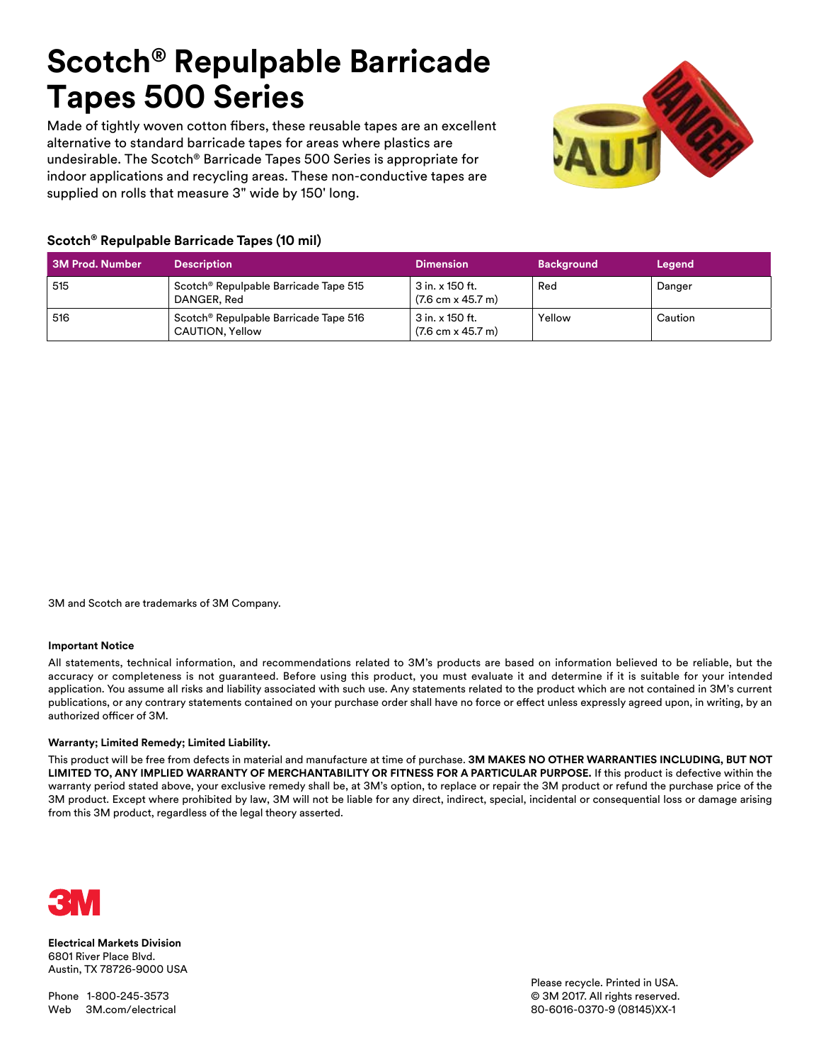# Scotch® Repulpable Barricade Tapes 500 Series

Made of tightly woven cotton fibers, these reusable tapes are an excellent alternative to standard barricade tapes for areas where plastics are undesirable. The Scotch® Barricade Tapes 500 Series is appropriate for indoor applications and recycling areas. These non-conductive tapes are supplied on rolls that measure 3" wide by 150' long.

### Scotch® Repulpable Barricade Tapes (10 mil)

| 3M Prod. Number | Description | Dimension | Background | Legend |
|---|---|---|---|---|
| 515 | Scotch® Repulpable Barricade Tape 515 DANGER, Red | 3 in. x 150 ft. (7.6 cm x 45.7 m) | Red | Danger |
| 516 | Scotch® Repulpable Barricade Tape 516 CAUTION, Yellow | 3 in. x 150 ft. (7.6 cm x 45.7 m) | Yellow | Caution |

3M and Scotch are trademarks of 3M Company.

**Important Notice**

All statements, technical information, and recommendations related to 3M's products are based on information believed to be reliable, but the accuracy or completeness is not guaranteed. Before using this product, you must evaluate it and determine if it is suitable for your intended application. You assume all risks and liability associated with such use. Any statements related to the product which are not contained in 3M's current publications, or any contrary statements contained on your purchase order shall have no force or effect unless expressly agreed upon, in writing, by an authorized officer of 3M.

**Warranty; Limited Remedy; Limited Liability.**

This product will be free from defects in material and manufacture at time of purchase. **3M MAKES NO OTHER WARRANTIES INCLUDING, BUT NOT LIMITED TO, ANY IMPLIED WARRANTY OF MERCHANTABILITY OR FITNESS FOR A PARTICULAR PURPOSE.** If this product is defective within the warranty period stated above, your exclusive remedy shall be, at 3M's option, to replace or repair the 3M product or refund the purchase price of the 3M product. Except where prohibited by law, 3M will not be liable for any direct, indirect, special, incidental or consequential loss or damage arising from this 3M product, regardless of the legal theory asserted.

3M

**Electrical Markets Division**
6801 River Place Blvd.
Austin, TX 78726-9000 USA

Phone 1-800-245-3573
Web 3M.com/electrical

Please recycle. Printed in USA.
© 3M 2017. All rights reserved.
80-6016-0370-9 (08145)XX-1